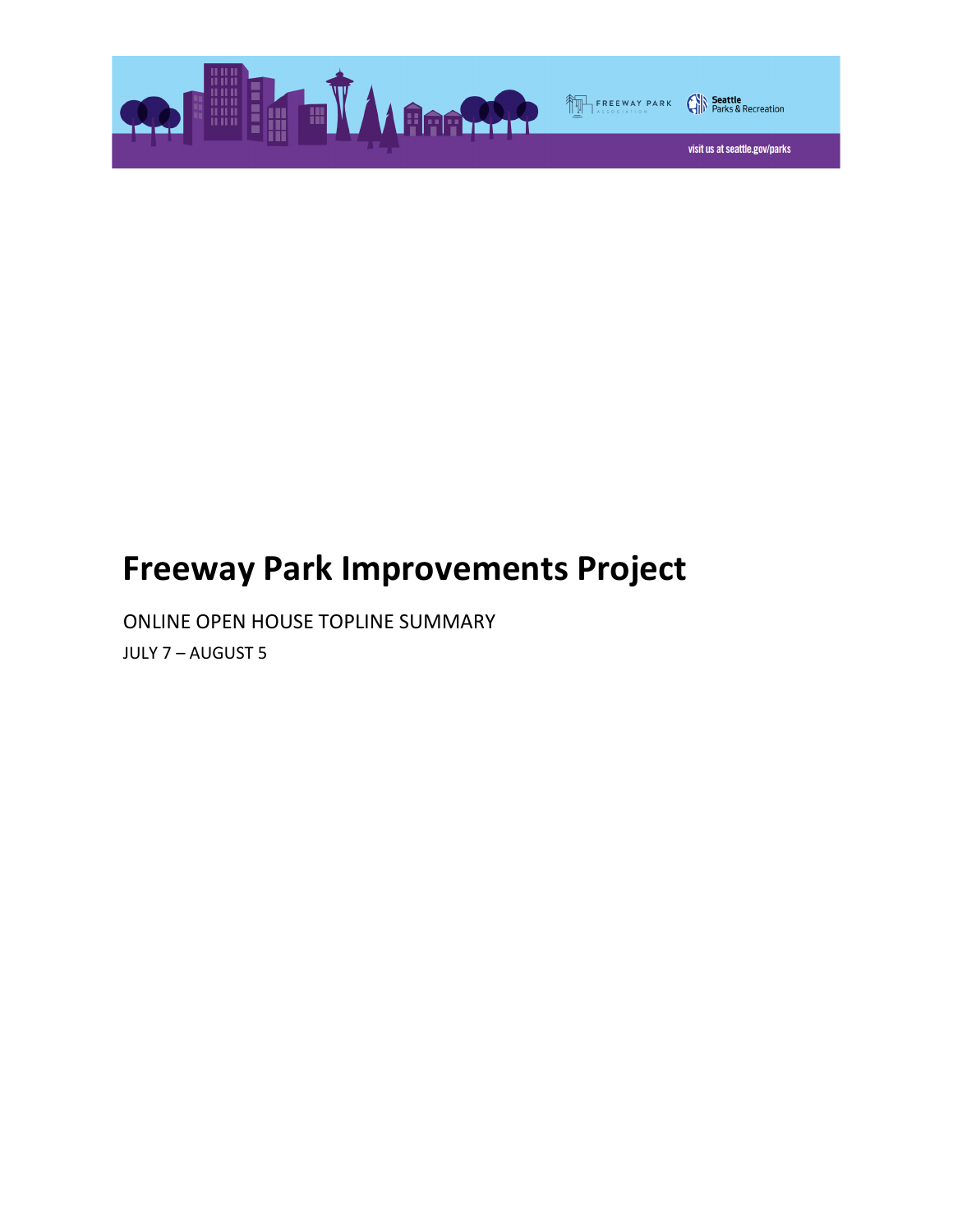# Freeway Park Improvements Project

ONLINE OPEN HOUSE TOPLINE SUMMARY

JULY 7 – AUGUST 5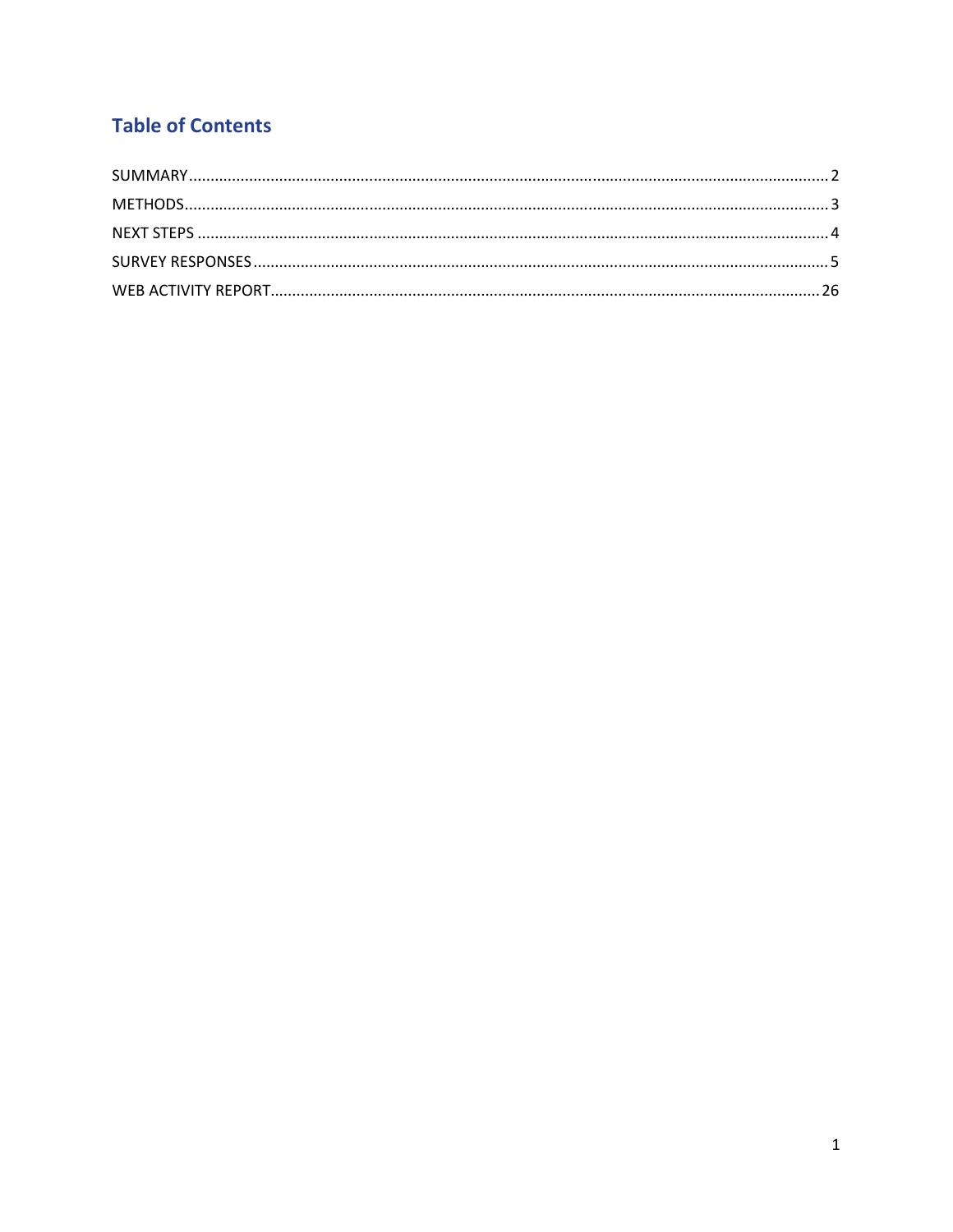## Table of Contents

SUMMARY ..... 2

METHODS ..... 3

NEXT STEPS ..... 4

SURVEY RESPONSES ..... 5

WEB ACTIVITY REPORT ..... 26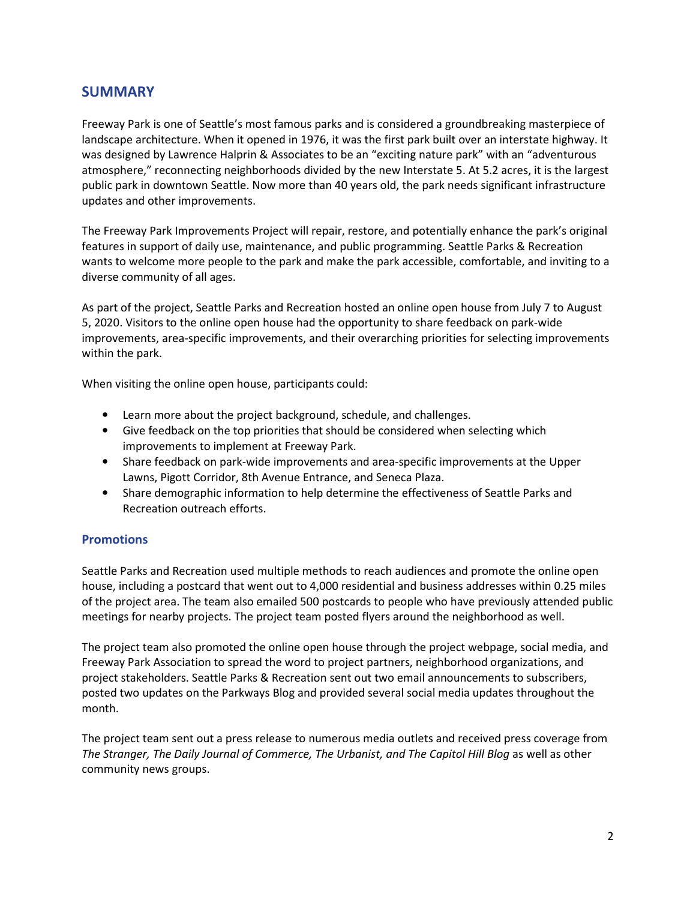## SUMMARY

Freeway Park is one of Seattle's most famous parks and is considered a groundbreaking masterpiece of landscape architecture. When it opened in 1976, it was the first park built over an interstate highway. It was designed by Lawrence Halprin & Associates to be an "exciting nature park" with an "adventurous atmosphere," reconnecting neighborhoods divided by the new Interstate 5. At 5.2 acres, it is the largest public park in downtown Seattle. Now more than 40 years old, the park needs significant infrastructure updates and other improvements.

The Freeway Park Improvements Project will repair, restore, and potentially enhance the park's original features in support of daily use, maintenance, and public programming. Seattle Parks & Recreation wants to welcome more people to the park and make the park accessible, comfortable, and inviting to a diverse community of all ages.

As part of the project, Seattle Parks and Recreation hosted an online open house from July 7 to August 5, 2020. Visitors to the online open house had the opportunity to share feedback on park-wide improvements, area-specific improvements, and their overarching priorities for selecting improvements within the park.

When visiting the online open house, participants could:

- Learn more about the project background, schedule, and challenges.
- Give feedback on the top priorities that should be considered when selecting which improvements to implement at Freeway Park.
- Share feedback on park-wide improvements and area-specific improvements at the Upper Lawns, Pigott Corridor, 8th Avenue Entrance, and Seneca Plaza.
- Share demographic information to help determine the effectiveness of Seattle Parks and Recreation outreach efforts.

### Promotions

Seattle Parks and Recreation used multiple methods to reach audiences and promote the online open house, including a postcard that went out to 4,000 residential and business addresses within 0.25 miles of the project area. The team also emailed 500 postcards to people who have previously attended public meetings for nearby projects. The project team posted flyers around the neighborhood as well.

The project team also promoted the online open house through the project webpage, social media, and Freeway Park Association to spread the word to project partners, neighborhood organizations, and project stakeholders. Seattle Parks & Recreation sent out two email announcements to subscribers, posted two updates on the Parkways Blog and provided several social media updates throughout the month.

The project team sent out a press release to numerous media outlets and received press coverage from *The Stranger, The Daily Journal of Commerce, The Urbanist, and The Capitol Hill Blog* as well as other community news groups.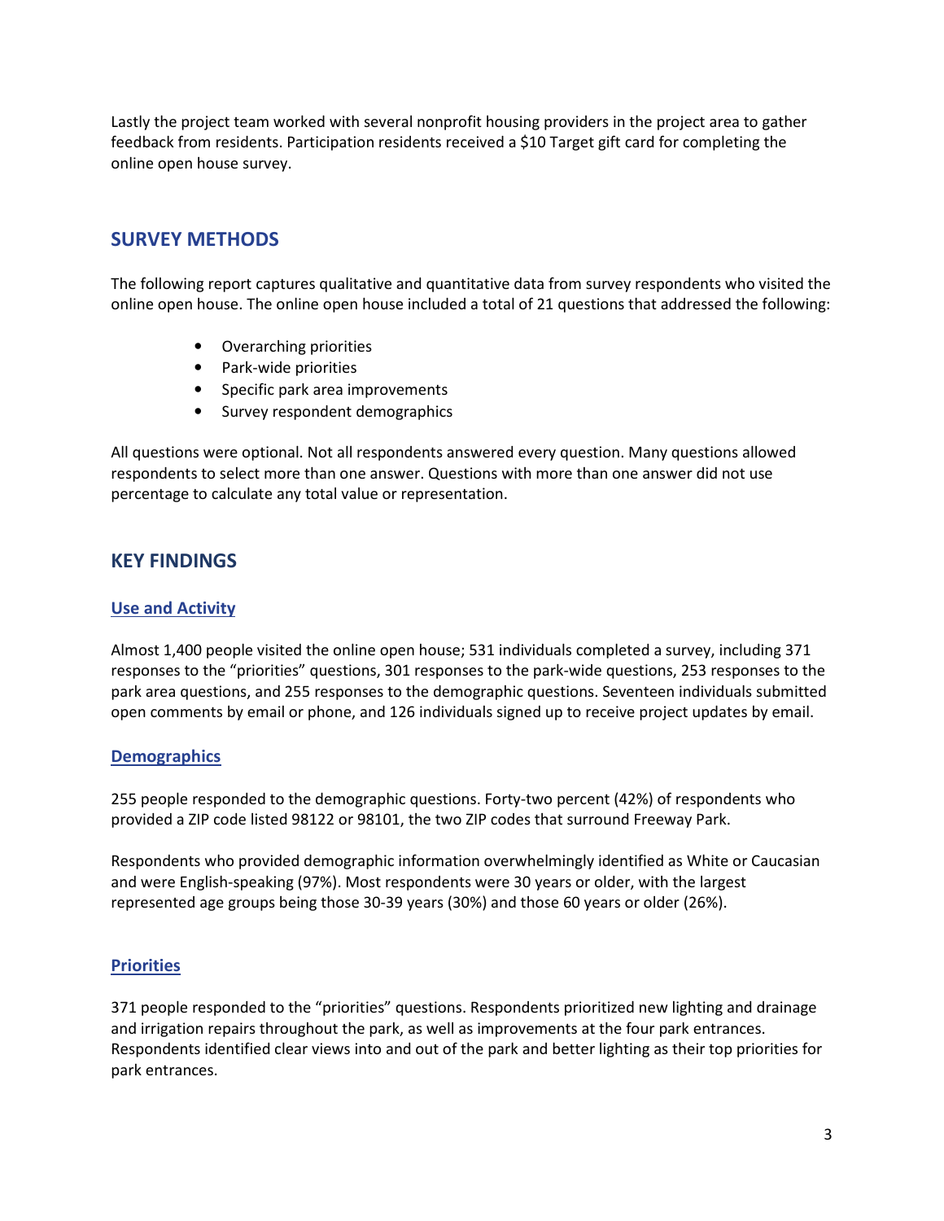Lastly the project team worked with several nonprofit housing providers in the project area to gather feedback from residents. Participation residents received a $10 Target gift card for completing the online open house survey.

## SURVEY METHODS

The following report captures qualitative and quantitative data from survey respondents who visited the online open house. The online open house included a total of 21 questions that addressed the following:

- Overarching priorities
- Park-wide priorities
- Specific park area improvements
- Survey respondent demographics

All questions were optional. Not all respondents answered every question. Many questions allowed respondents to select more than one answer. Questions with more than one answer did not use percentage to calculate any total value or representation.

## KEY FINDINGS

### Use and Activity

Almost 1,400 people visited the online open house; 531 individuals completed a survey, including 371 responses to the "priorities" questions, 301 responses to the park-wide questions, 253 responses to the park area questions, and 255 responses to the demographic questions. Seventeen individuals submitted open comments by email or phone, and 126 individuals signed up to receive project updates by email.

### Demographics

255 people responded to the demographic questions. Forty-two percent (42%) of respondents who provided a ZIP code listed 98122 or 98101, the two ZIP codes that surround Freeway Park.

Respondents who provided demographic information overwhelmingly identified as White or Caucasian and were English-speaking (97%). Most respondents were 30 years or older, with the largest represented age groups being those 30-39 years (30%) and those 60 years or older (26%).

### Priorities

371 people responded to the "priorities" questions. Respondents prioritized new lighting and drainage and irrigation repairs throughout the park, as well as improvements at the four park entrances. Respondents identified clear views into and out of the park and better lighting as their top priorities for park entrances.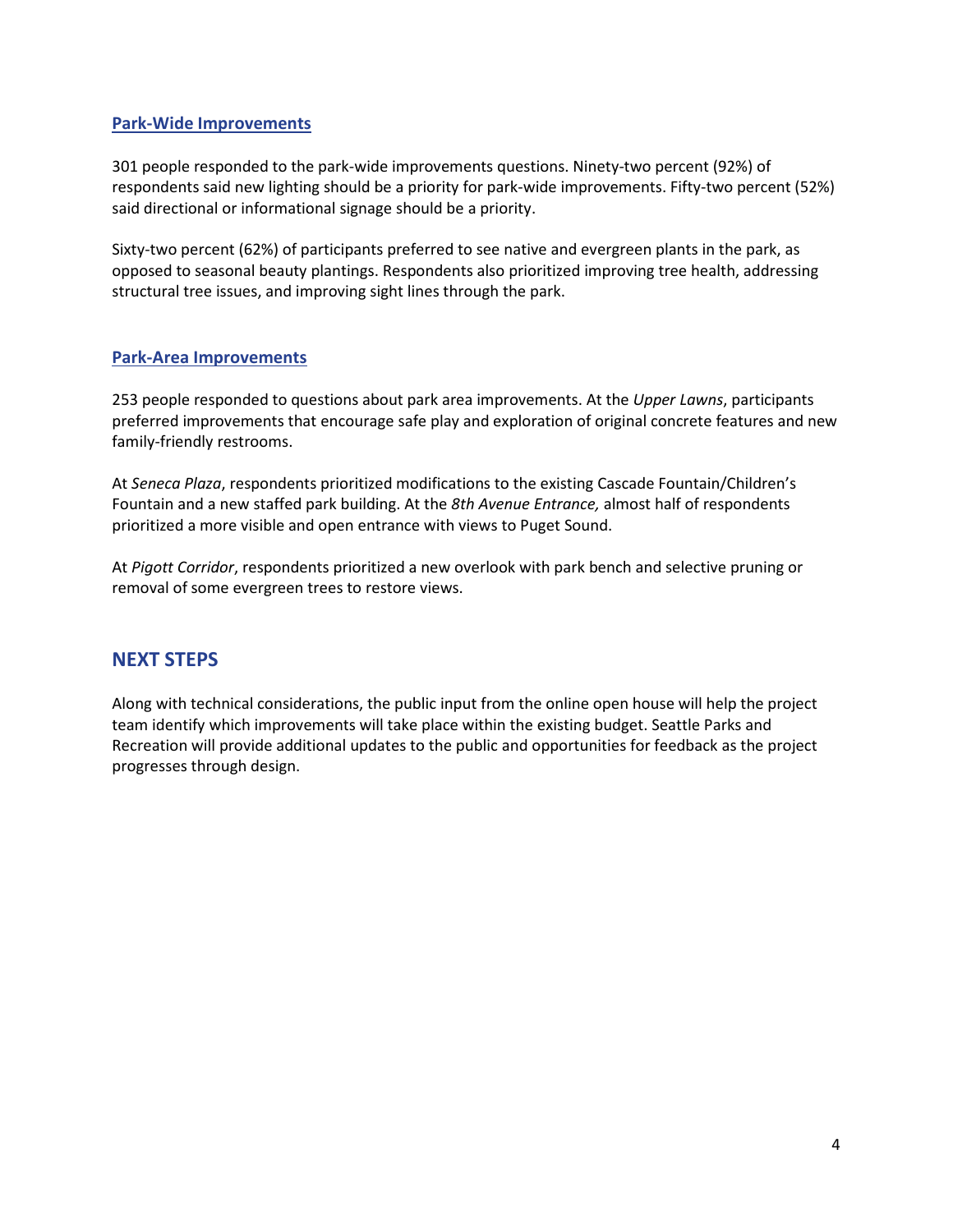### Park-Wide Improvements

301 people responded to the park-wide improvements questions. Ninety-two percent (92%) of respondents said new lighting should be a priority for park-wide improvements. Fifty-two percent (52%) said directional or informational signage should be a priority.

Sixty-two percent (62%) of participants preferred to see native and evergreen plants in the park, as opposed to seasonal beauty plantings. Respondents also prioritized improving tree health, addressing structural tree issues, and improving sight lines through the park.

### Park-Area Improvements

253 people responded to questions about park area improvements. At the *Upper Lawns*, participants preferred improvements that encourage safe play and exploration of original concrete features and new family-friendly restrooms.

At *Seneca Plaza*, respondents prioritized modifications to the existing Cascade Fountain/Children's Fountain and a new staffed park building. At the *8th Avenue Entrance,* almost half of respondents prioritized a more visible and open entrance with views to Puget Sound.

At *Pigott Corridor*, respondents prioritized a new overlook with park bench and selective pruning or removal of some evergreen trees to restore views.

## NEXT STEPS

Along with technical considerations, the public input from the online open house will help the project team identify which improvements will take place within the existing budget. Seattle Parks and Recreation will provide additional updates to the public and opportunities for feedback as the project progresses through design.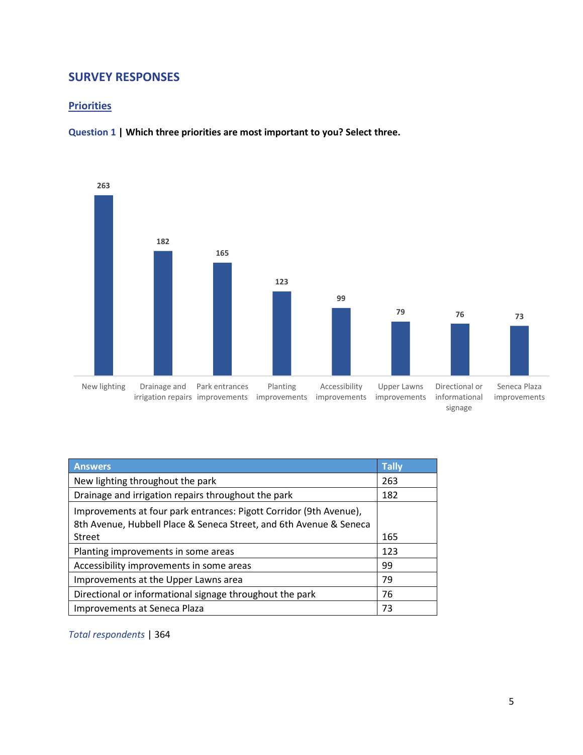## SURVEY RESPONSES

### Priorities

**Question 1 | Which three priorities are most important to you? Select three.**

| Answers | Tally |
|---|---|
| New lighting throughout the park | 263 |
| Drainage and irrigation repairs throughout the park | 182 |
| Improvements at four park entrances: Pigott Corridor (9th Avenue), 8th Avenue, Hubbell Place & Seneca Street, and 6th Avenue & Seneca Street | 165 |
| Planting improvements in some areas | 123 |
| Accessibility improvements in some areas | 99 |
| Improvements at the Upper Lawns area | 79 |
| Directional or informational signage throughout the park | 76 |
| Improvements at Seneca Plaza | 73 |

*Total respondents* | 364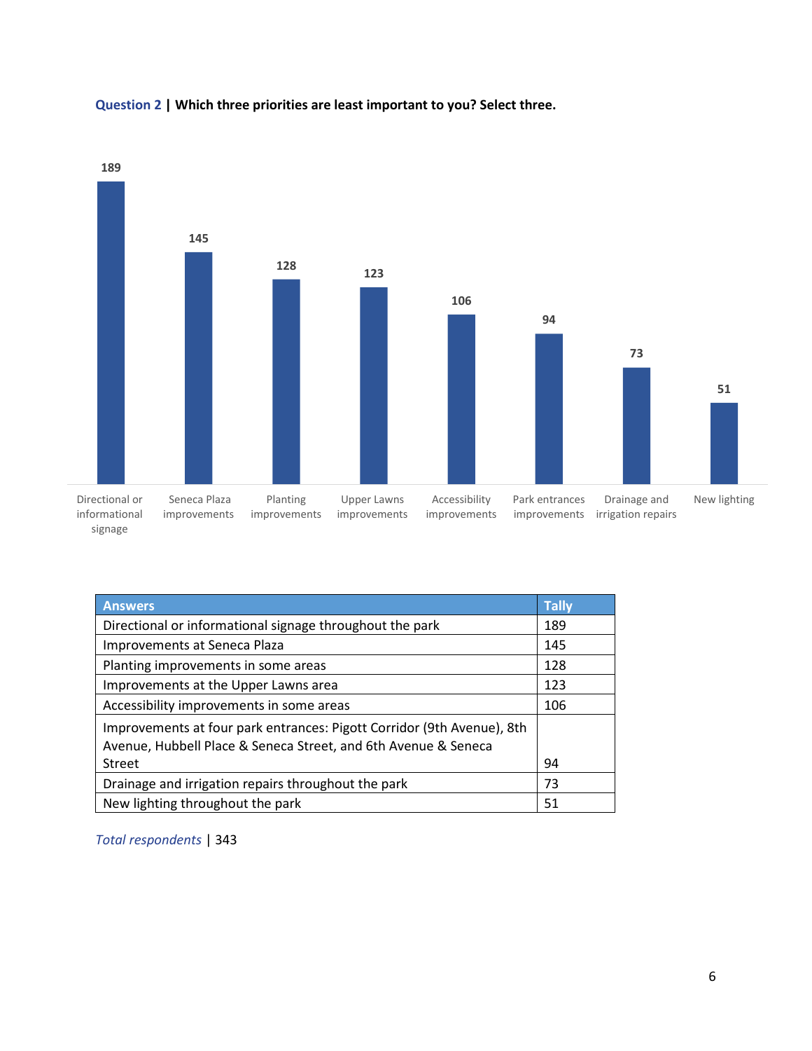**Question 2 | Which three priorities are least important to you? Select three.**

| Answers | Tally |
|---|---|
| Directional or informational signage throughout the park | 189 |
| Improvements at Seneca Plaza | 145 |
| Planting improvements in some areas | 128 |
| Improvements at the Upper Lawns area | 123 |
| Accessibility improvements in some areas | 106 |
| Improvements at four park entrances: Pigott Corridor (9th Avenue), 8th Avenue, Hubbell Place & Seneca Street, and 6th Avenue & Seneca Street | 94 |
| Drainage and irrigation repairs throughout the park | 73 |
| New lighting throughout the park | 51 |

*Total respondents* | 343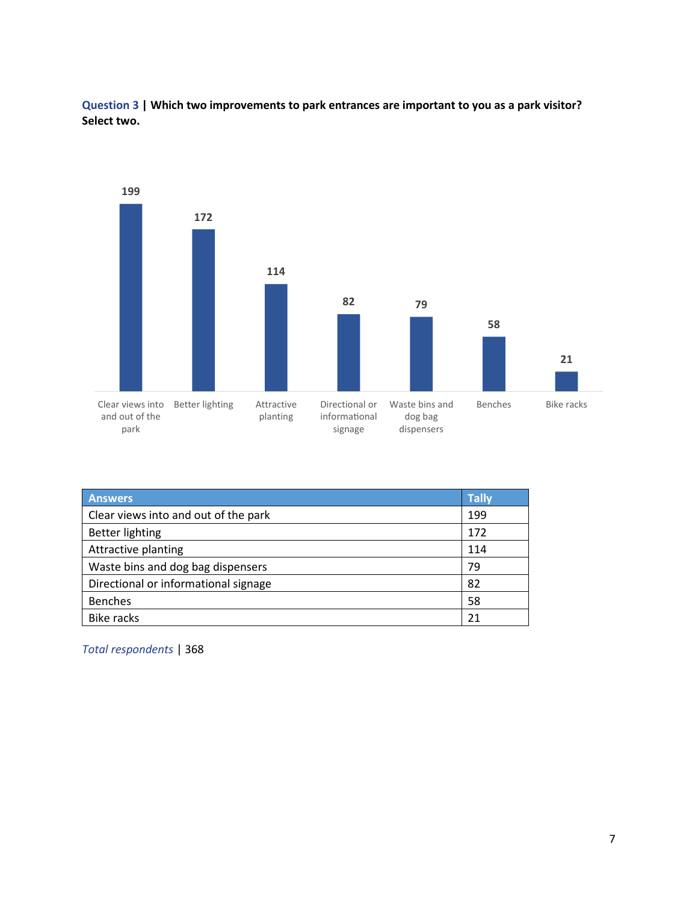**Question 3 | Which two improvements to park entrances are important to you as a park visitor? Select two.**

| Answers | Tally |
|---|---|
| Clear views into and out of the park | 199 |
| Better lighting | 172 |
| Attractive planting | 114 |
| Waste bins and dog bag dispensers | 79 |
| Directional or informational signage | 82 |
| Benches | 58 |
| Bike racks | 21 |

*Total respondents* | 368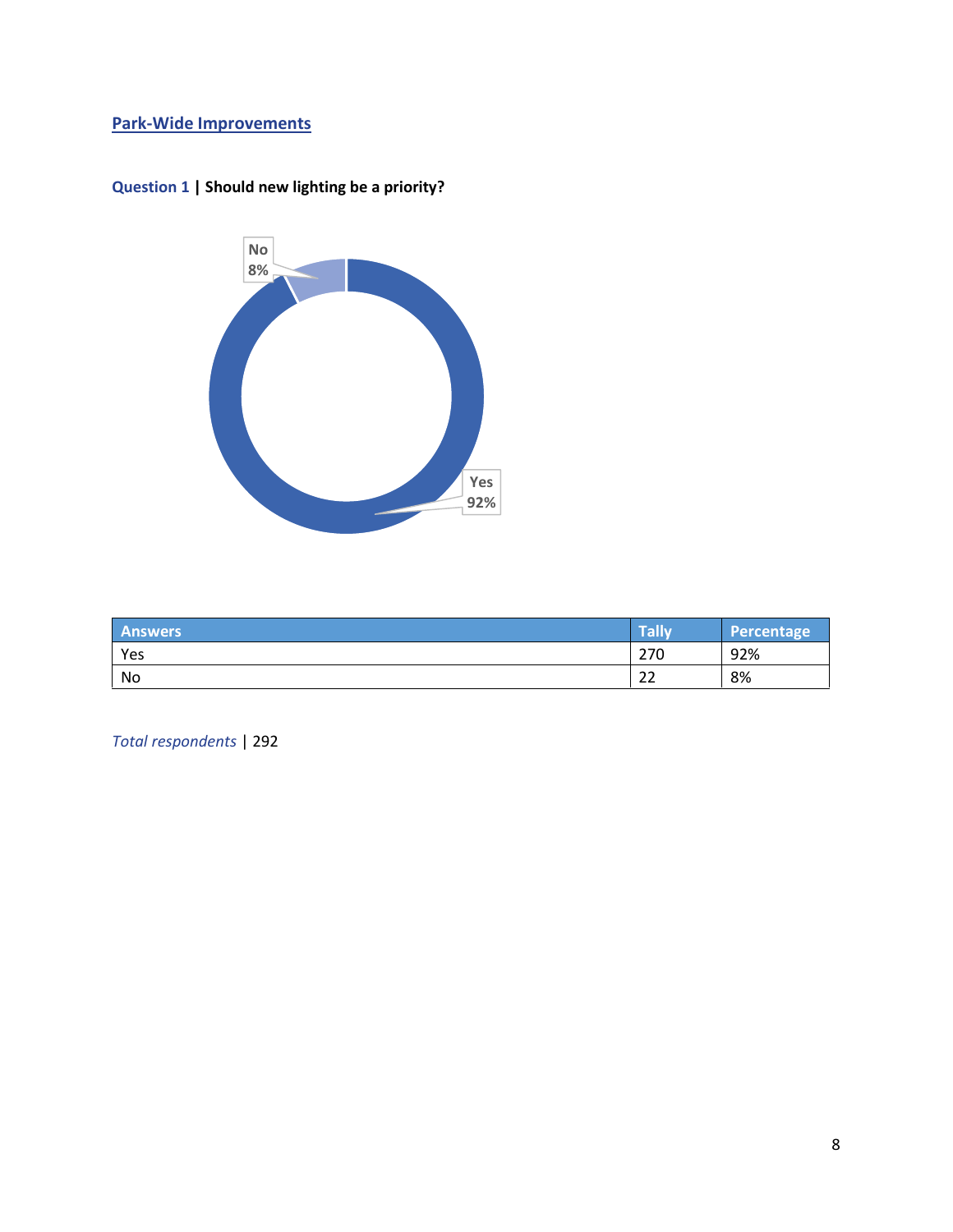## Park-Wide Improvements

**Question 1 | Should new lighting be a priority?**

| Answers | Tally | Percentage |
|---|---|---|
| Yes | 270 | 92% |
| No | 22 | 8% |

*Total respondents* | 292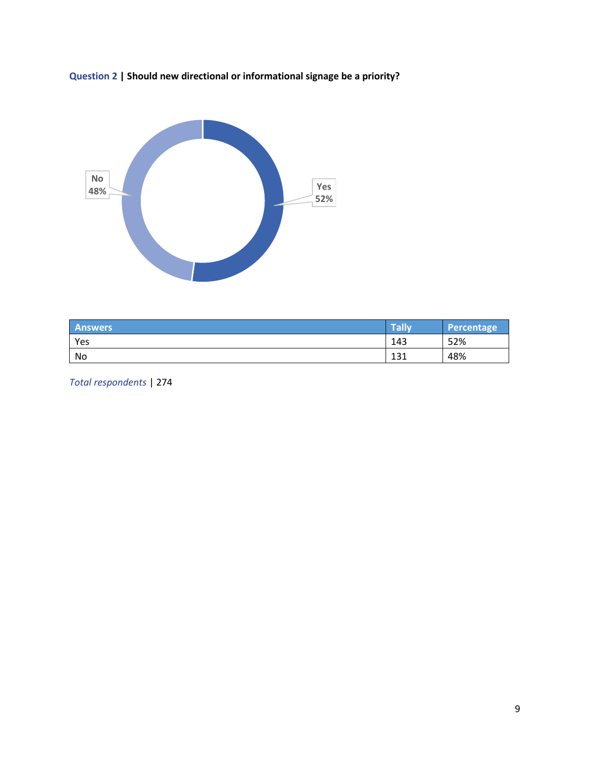**Question 2 | Should new directional or informational signage be a priority?**

| Answers | Tally | Percentage |
|---|---|---|
| Yes | 143 | 52% |
| No | 131 | 48% |

*Total respondents* | 274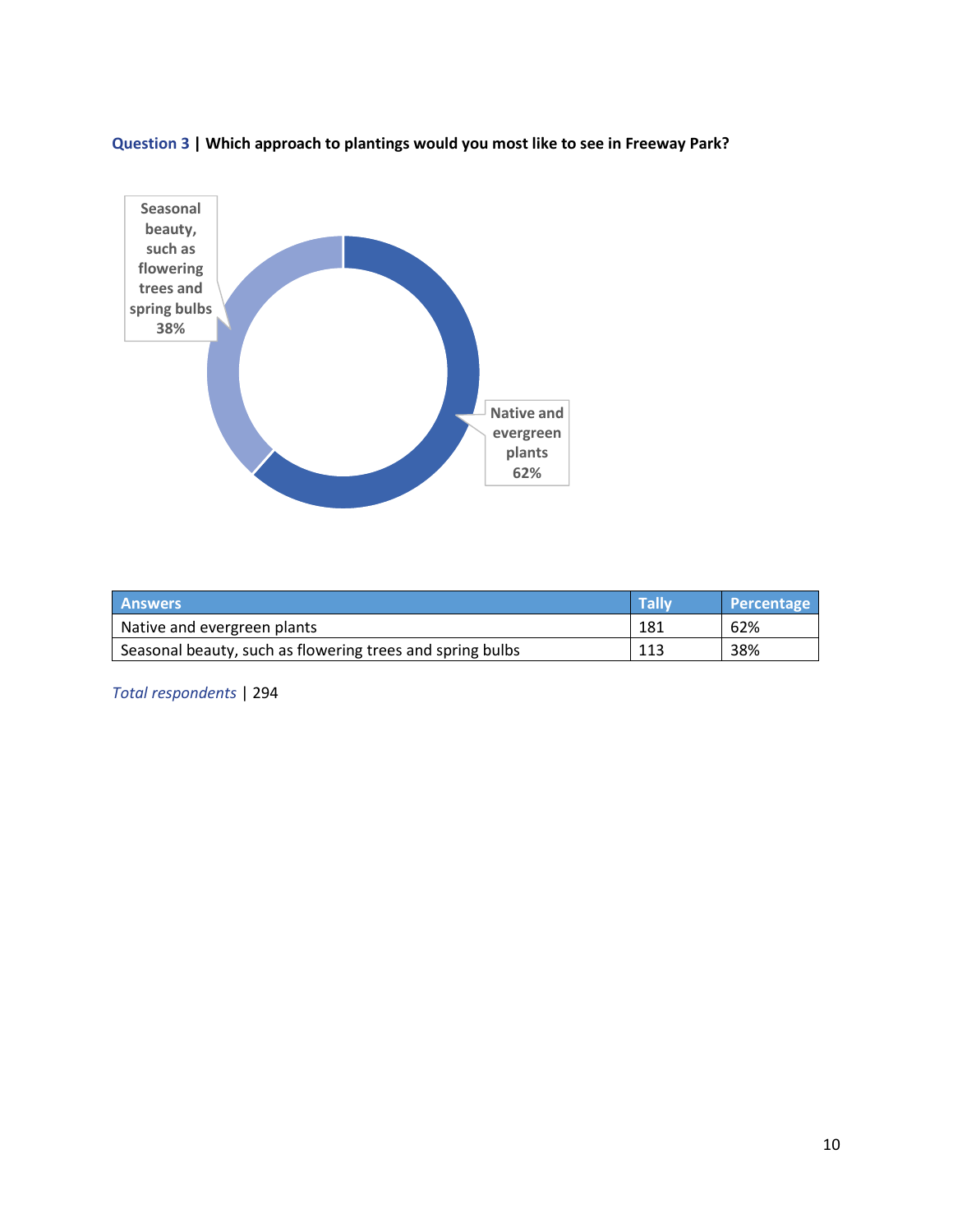**Question 3 | Which approach to plantings would you most like to see in Freeway Park?**

| Answers | Tally | Percentage |
| --- | --- | --- |
| Native and evergreen plants | 181 | 62% |
| Seasonal beauty, such as flowering trees and spring bulbs | 113 | 38% |

*Total respondents* | 294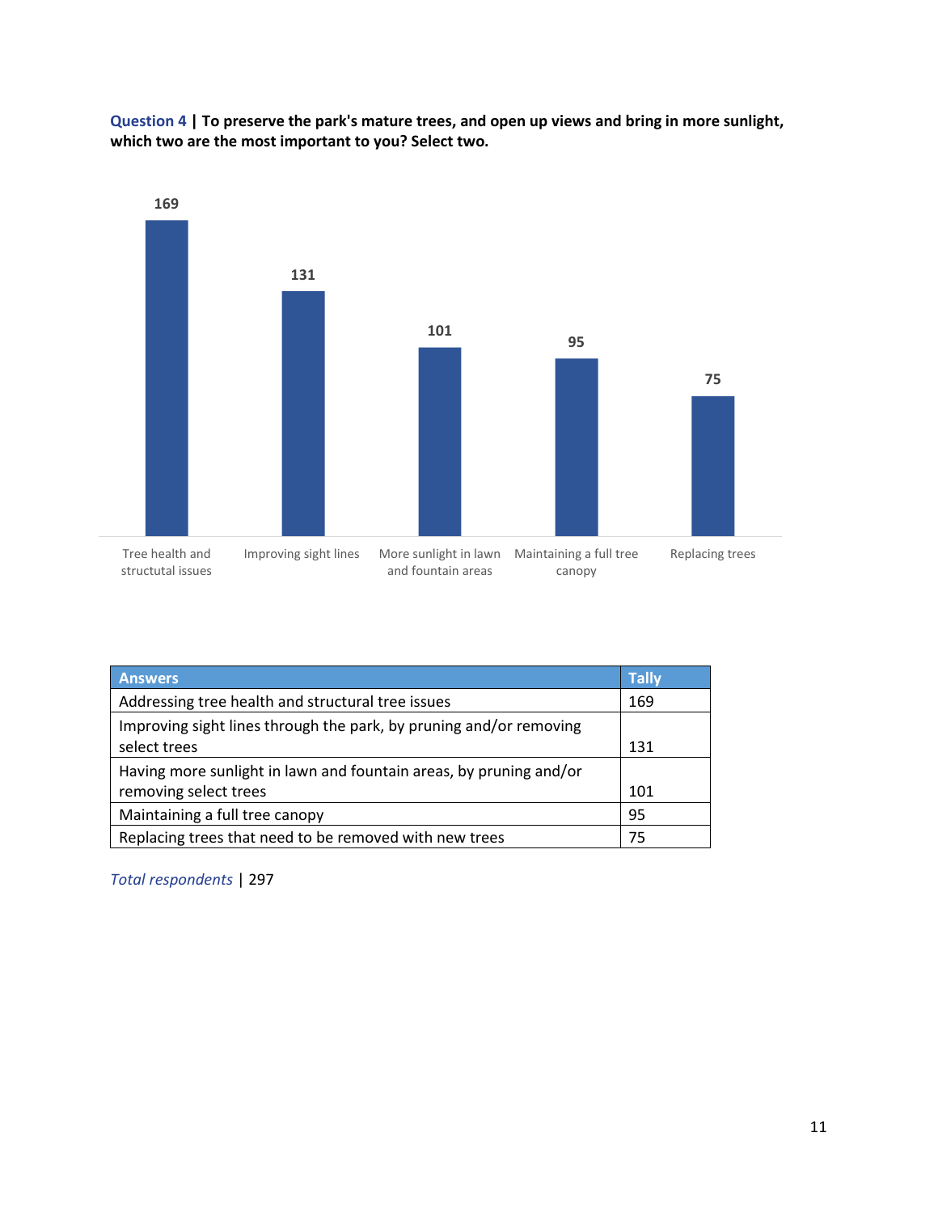**Question 4 | To preserve the park's mature trees, and open up views and bring in more sunlight, which two are the most important to you? Select two.**

| Answers | Tally |
|---|---|
| Addressing tree health and structural tree issues | 169 |
| Improving sight lines through the park, by pruning and/or removing select trees | 131 |
| Having more sunlight in lawn and fountain areas, by pruning and/or removing select trees | 101 |
| Maintaining a full tree canopy | 95 |
| Replacing trees that need to be removed with new trees | 75 |

*Total respondents* | 297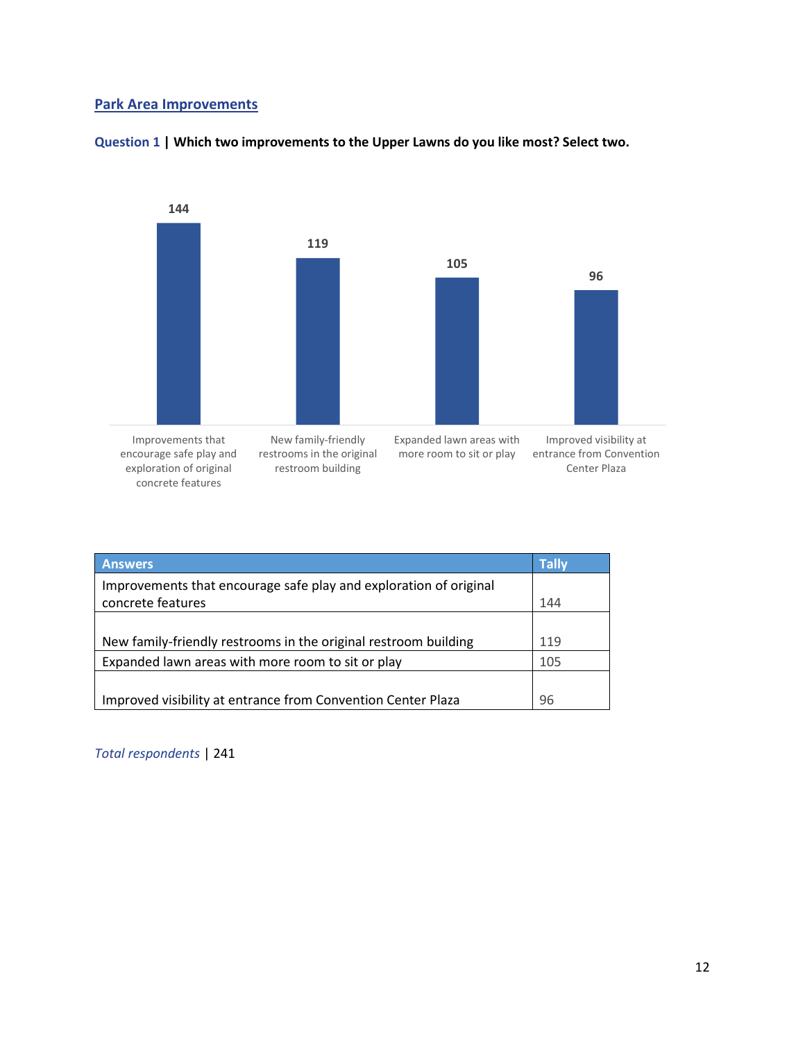## Park Area Improvements

**Question 1 | Which two improvements to the Upper Lawns do you like most? Select two.**

| Answers | Tally |
|---|---|
| Improvements that encourage safe play and exploration of original concrete features | 144 |
| New family-friendly restrooms in the original restroom building | 119 |
| Expanded lawn areas with more room to sit or play | 105 |
| Improved visibility at entrance from Convention Center Plaza | 96 |

*Total respondents* | 241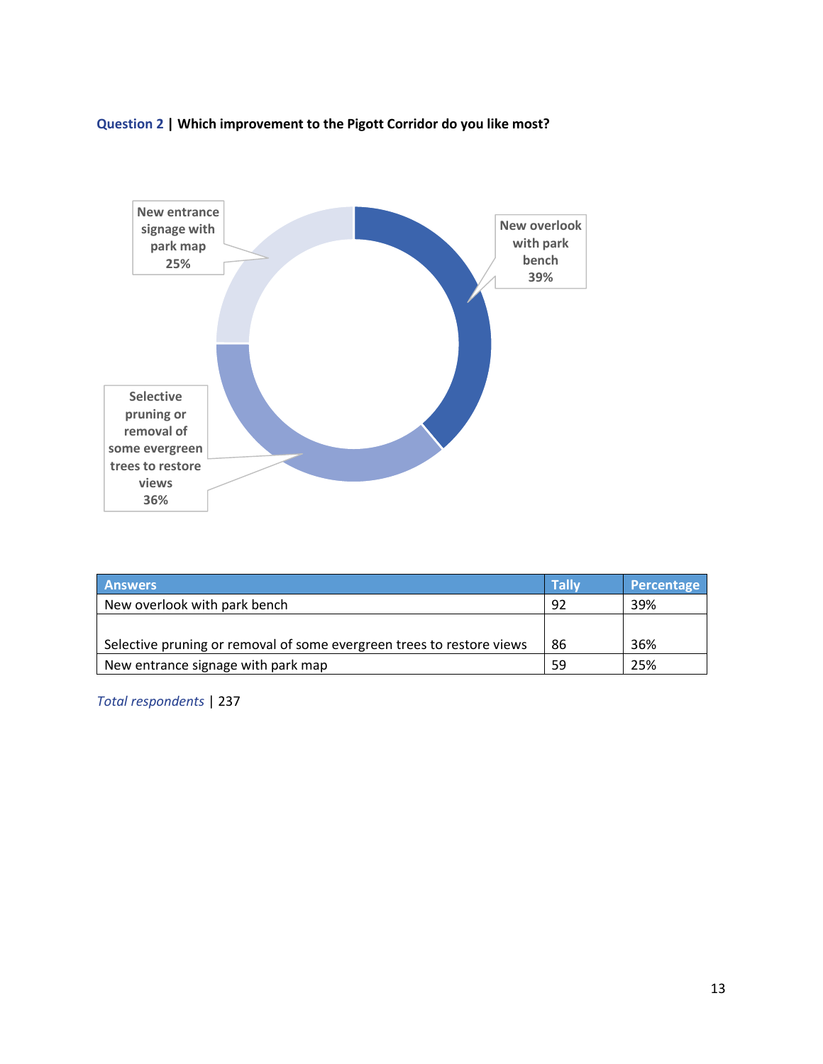**Question 2 | Which improvement to the Pigott Corridor do you like most?**

New entrance signage with park map 25%

New overlook with park bench 39%

Selective pruning or removal of some evergreen trees to restore views 36%

| Answers | Tally | Percentage |
|---|---|---|
| New overlook with park bench | 92 | 39% |
| Selective pruning or removal of some evergreen trees to restore views | 86 | 36% |
| New entrance signage with park map | 59 | 25% |

*Total respondents* | 237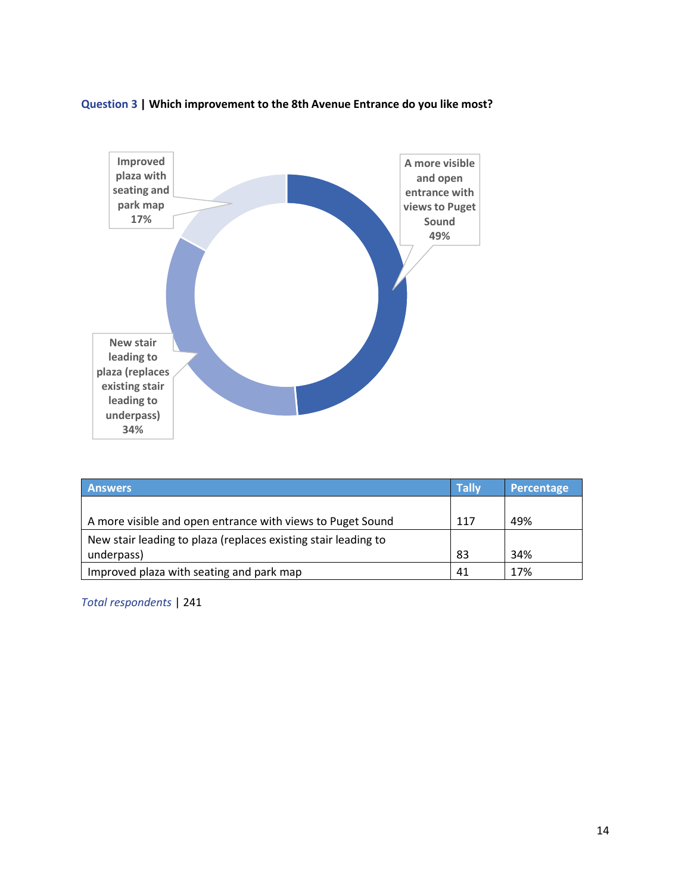**Question 3 | Which improvement to the 8th Avenue Entrance do you like most?**

Improved plaza with seating and park map 17%

A more visible and open entrance with views to Puget Sound 49%

New stair leading to plaza (replaces existing stair leading to underpass) 34%

| Answers | Tally | Percentage |
|---|---|---|
| A more visible and open entrance with views to Puget Sound | 117 | 49% |
| New stair leading to plaza (replaces existing stair leading to underpass) | 83 | 34% |
| Improved plaza with seating and park map | 41 | 17% |

*Total respondents* | 241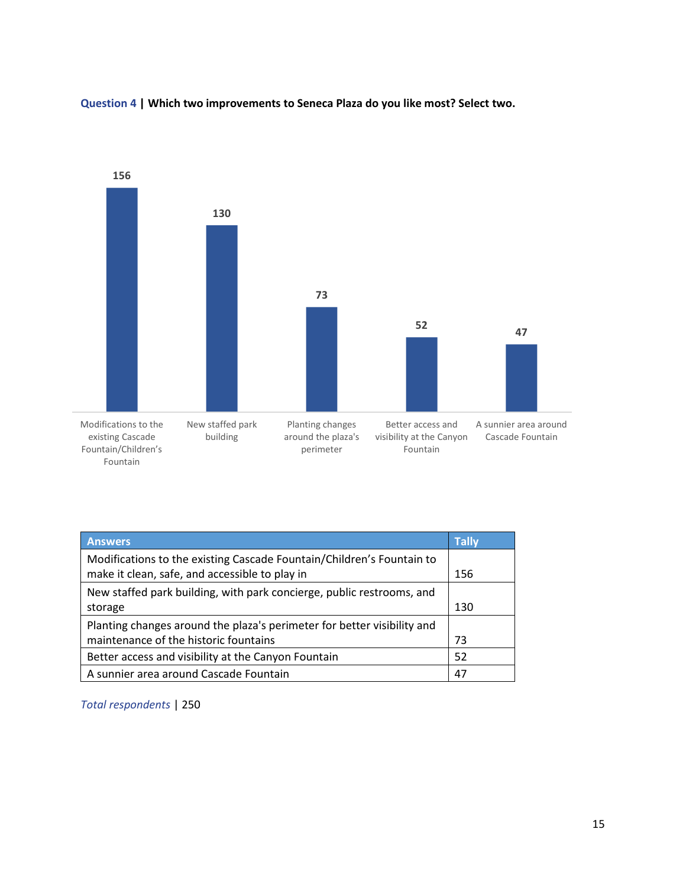**Question 4 | Which two improvements to Seneca Plaza do you like most? Select two.**

| Answers | Tally |
|---|---|
| Modifications to the existing Cascade Fountain/Children's Fountain to make it clean, safe, and accessible to play in | 156 |
| New staffed park building, with park concierge, public restrooms, and storage | 130 |
| Planting changes around the plaza's perimeter for better visibility and maintenance of the historic fountains | 73 |
| Better access and visibility at the Canyon Fountain | 52 |
| A sunnier area around Cascade Fountain | 47 |

*Total respondents* | 250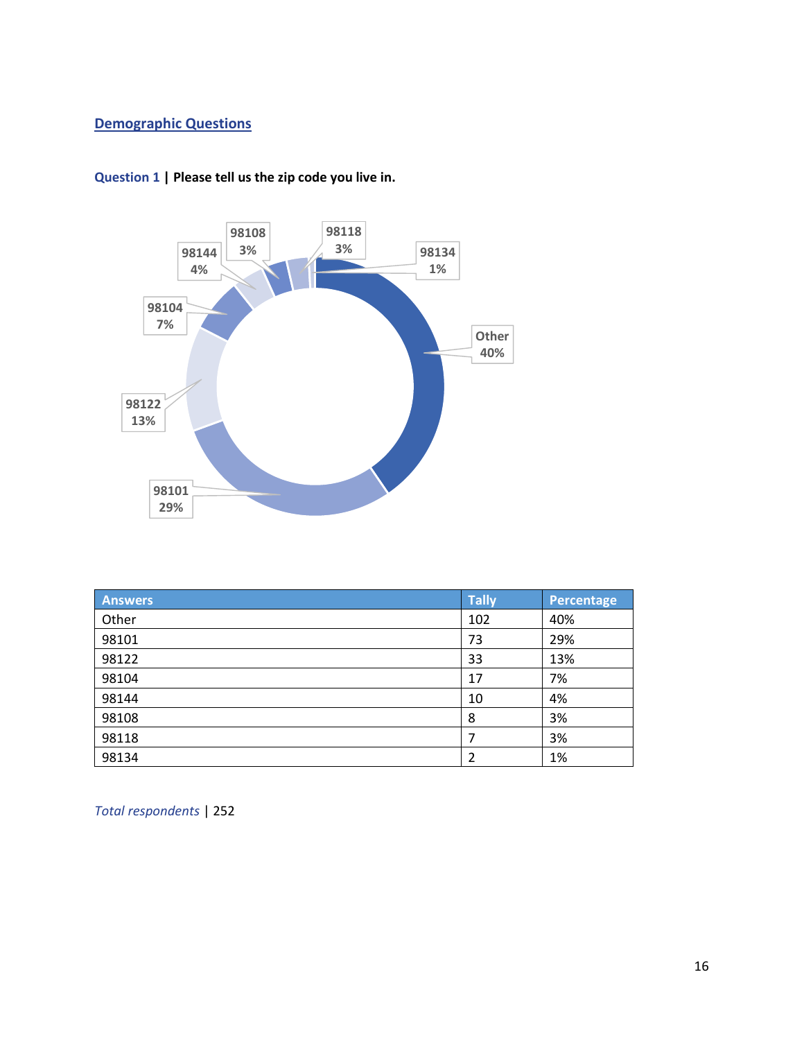## Demographic Questions

**Question 1 | Please tell us the zip code you live in.**

| Answers | Tally | Percentage |
|---|---|---|
| Other | 102 | 40% |
| 98101 | 73 | 29% |
| 98122 | 33 | 13% |
| 98104 | 17 | 7% |
| 98144 | 10 | 4% |
| 98108 | 8 | 3% |
| 98118 | 7 | 3% |
| 98134 | 2 | 1% |

*Total respondents* | 252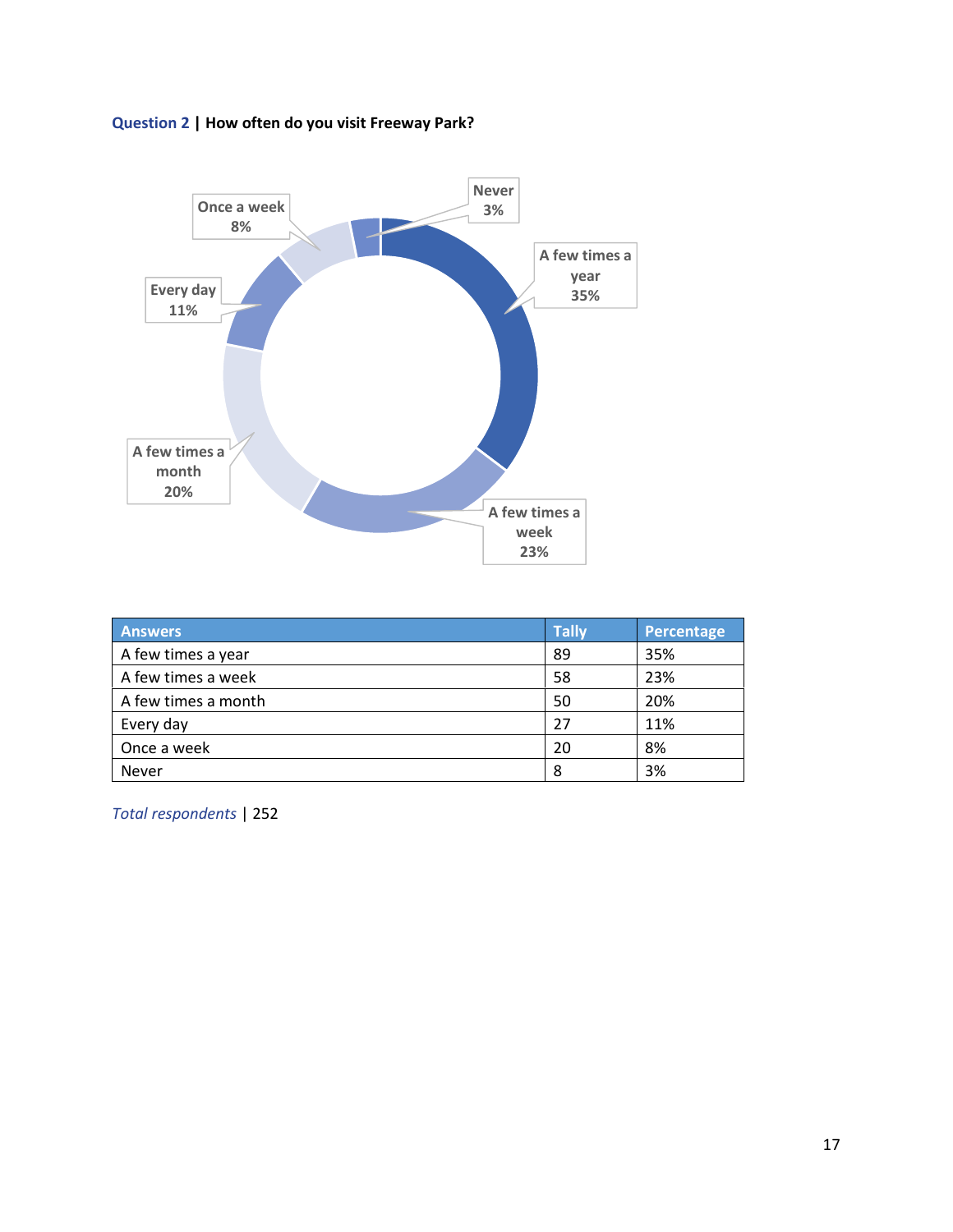**Question 2 | How often do you visit Freeway Park?**

| Answers | Tally | Percentage |
|---|---|---|
| A few times a year | 89 | 35% |
| A few times a week | 58 | 23% |
| A few times a month | 50 | 20% |
| Every day | 27 | 11% |
| Once a week | 20 | 8% |
| Never | 8 | 3% |

*Total respondents* | 252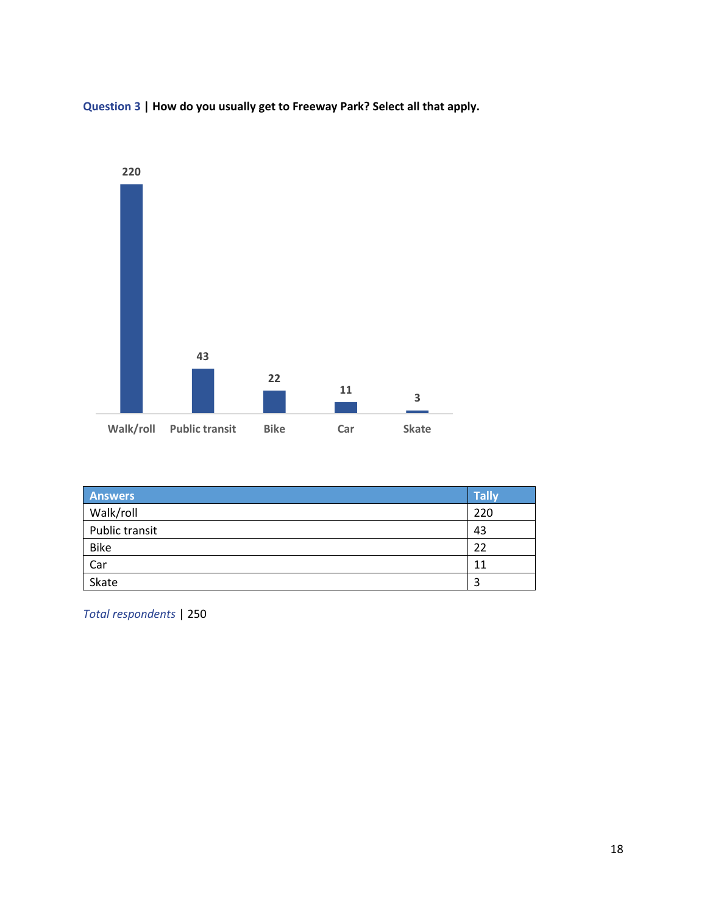**Question 3 | How do you usually get to Freeway Park? Select all that apply.**

| Answers | Tally |
| --- | --- |
| Walk/roll | 220 |
| Public transit | 43 |
| Bike | 22 |
| Car | 11 |
| Skate | 3 |

*Total respondents* | 250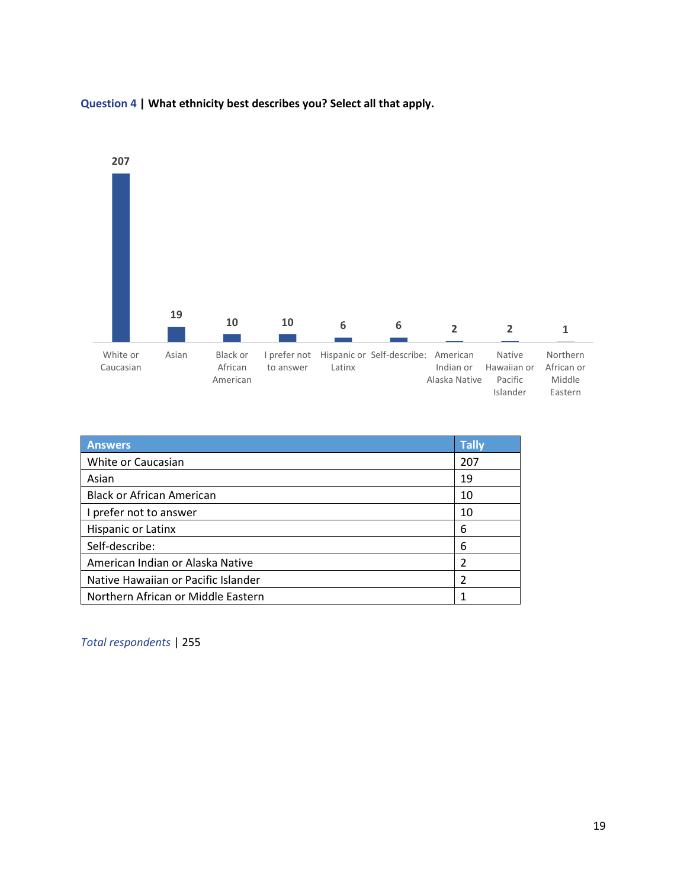**Question 4 | What ethnicity best describes you? Select all that apply.**

| Answers | Tally |
| --- | --- |
| White or Caucasian | 207 |
| Asian | 19 |
| Black or African American | 10 |
| I prefer not to answer | 10 |
| Hispanic or Latinx | 6 |
| Self-describe: | 6 |
| American Indian or Alaska Native | 2 |
| Native Hawaiian or Pacific Islander | 2 |
| Northern African or Middle Eastern | 1 |

*Total respondents* | 255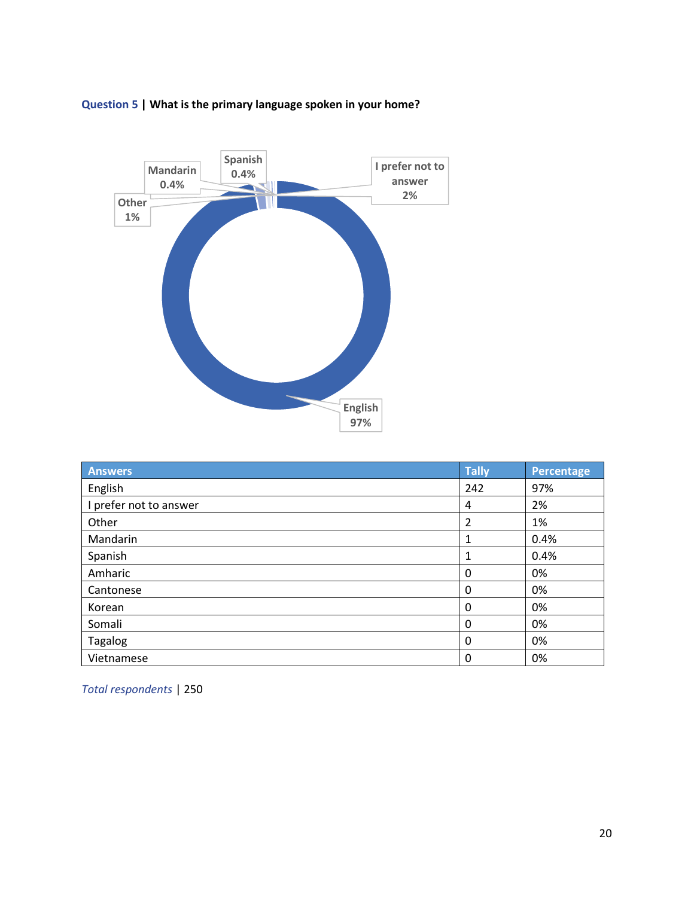**Question 5 | What is the primary language spoken in your home?**

| Answers | Tally | Percentage |
|---|---|---|
| English | 242 | 97% |
| I prefer not to answer | 4 | 2% |
| Other | 2 | 1% |
| Mandarin | 1 | 0.4% |
| Spanish | 1 | 0.4% |
| Amharic | 0 | 0% |
| Cantonese | 0 | 0% |
| Korean | 0 | 0% |
| Somali | 0 | 0% |
| Tagalog | 0 | 0% |
| Vietnamese | 0 | 0% |

*Total respondents* | 250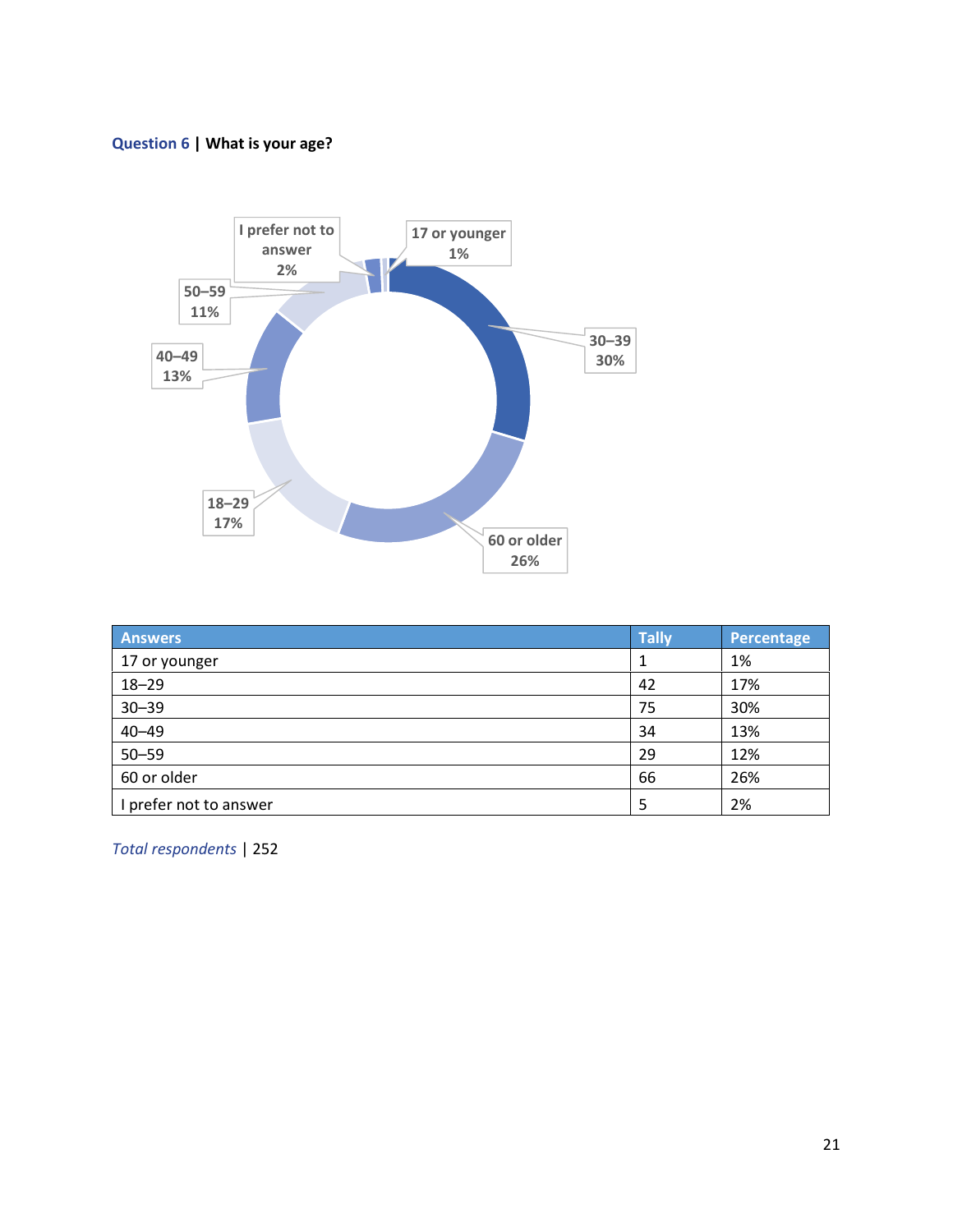**Question 6 | What is your age?**

| Answers | Tally | Percentage |
|---|---|---|
| 17 or younger | 1 | 1% |
| 18–29 | 42 | 17% |
| 30–39 | 75 | 30% |
| 40–49 | 34 | 13% |
| 50–59 | 29 | 12% |
| 60 or older | 66 | 26% |
| I prefer not to answer | 5 | 2% |

*Total respondents* | 252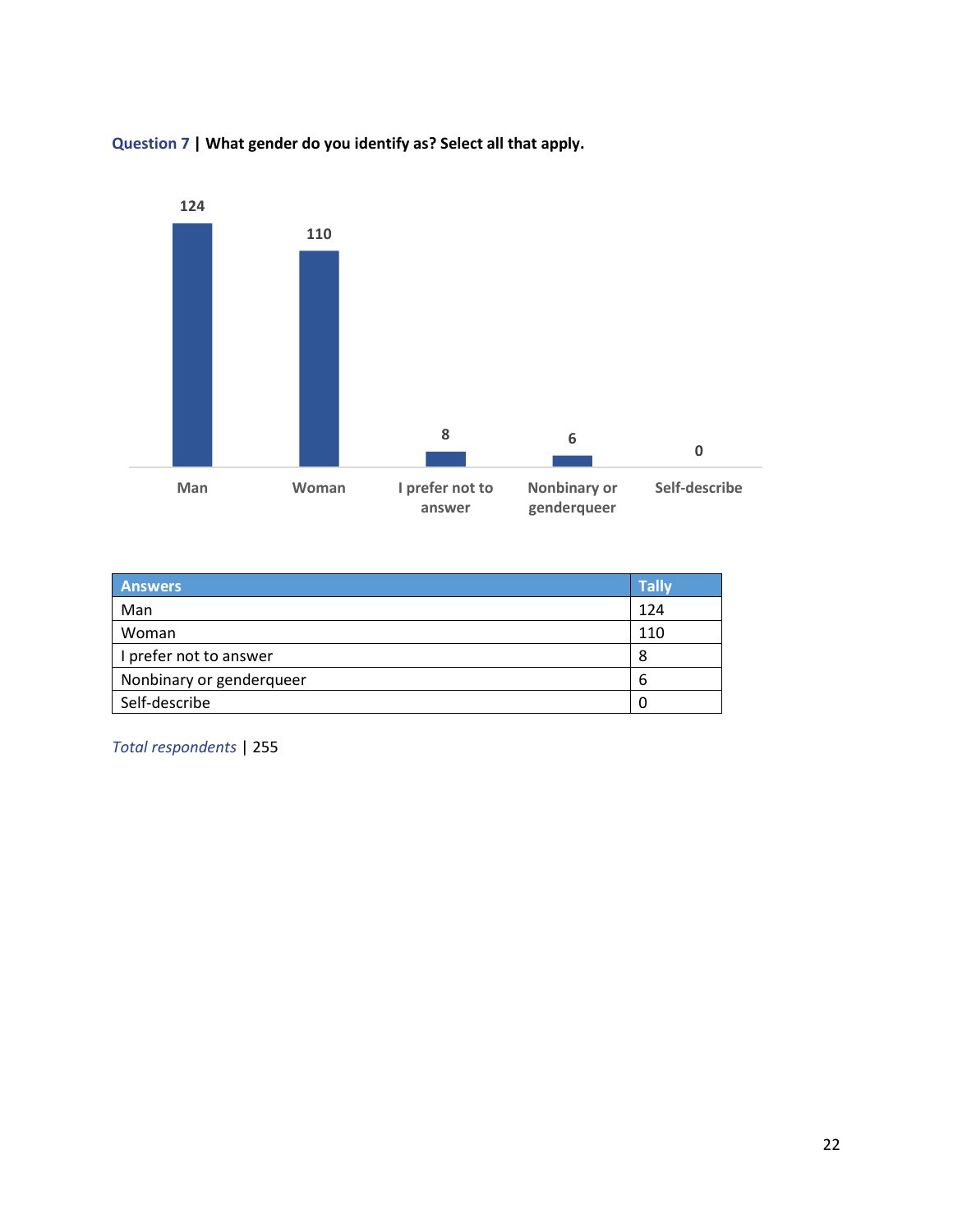**Question 7 | What gender do you identify as? Select all that apply.**

| Answers | Tally |
|---|---|
| Man | 124 |
| Woman | 110 |
| I prefer not to answer | 8 |
| Nonbinary or genderqueer | 6 |
| Self-describe | 0 |

*Total respondents* | 255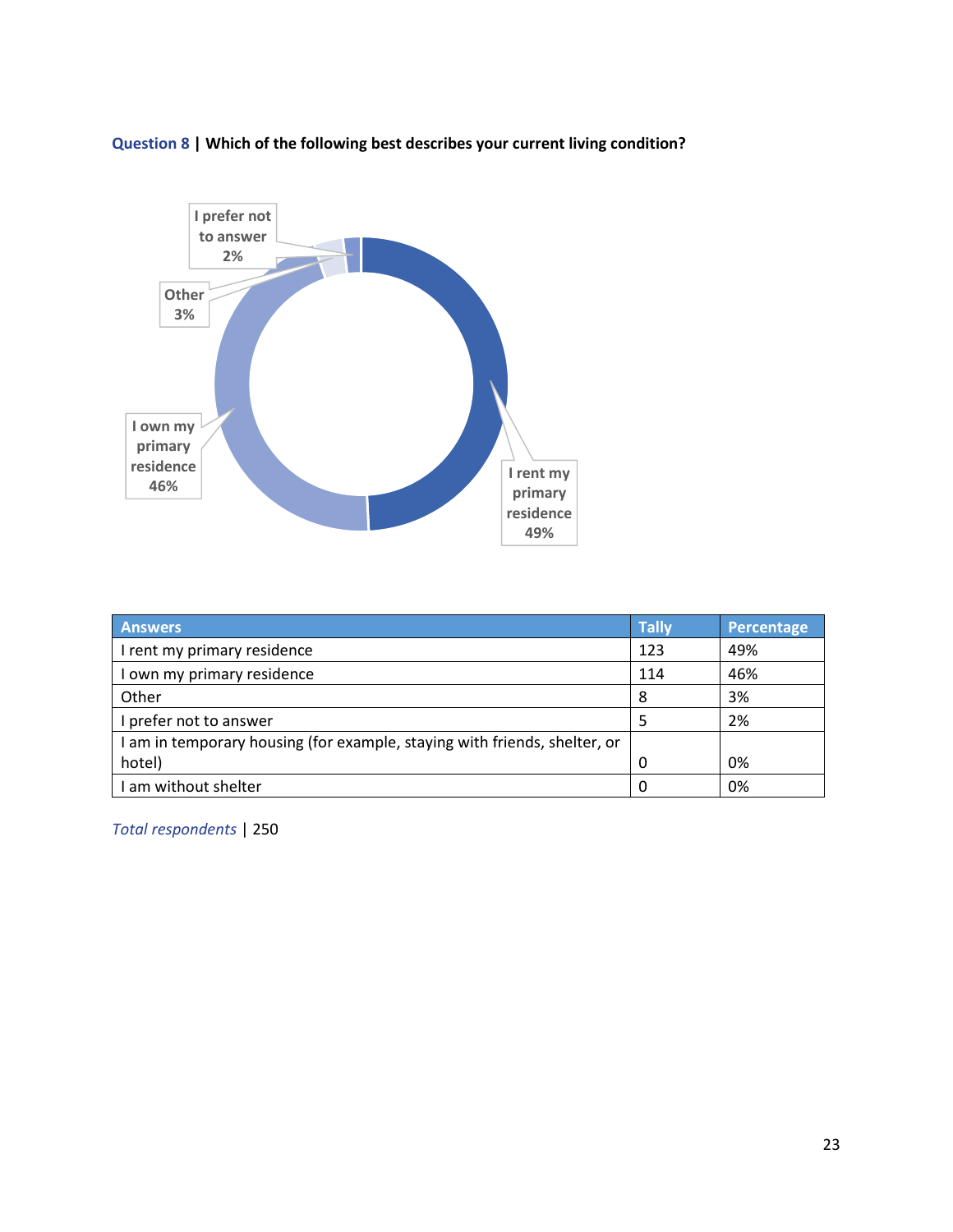**Question 8 | Which of the following best describes your current living condition?**

| Answers | Tally | Percentage |
|---|---|---|
| I rent my primary residence | 123 | 49% |
| I own my primary residence | 114 | 46% |
| Other | 8 | 3% |
| I prefer not to answer | 5 | 2% |
| I am in temporary housing (for example, staying with friends, shelter, or hotel) | 0 | 0% |
| I am without shelter | 0 | 0% |

*Total respondents* | 250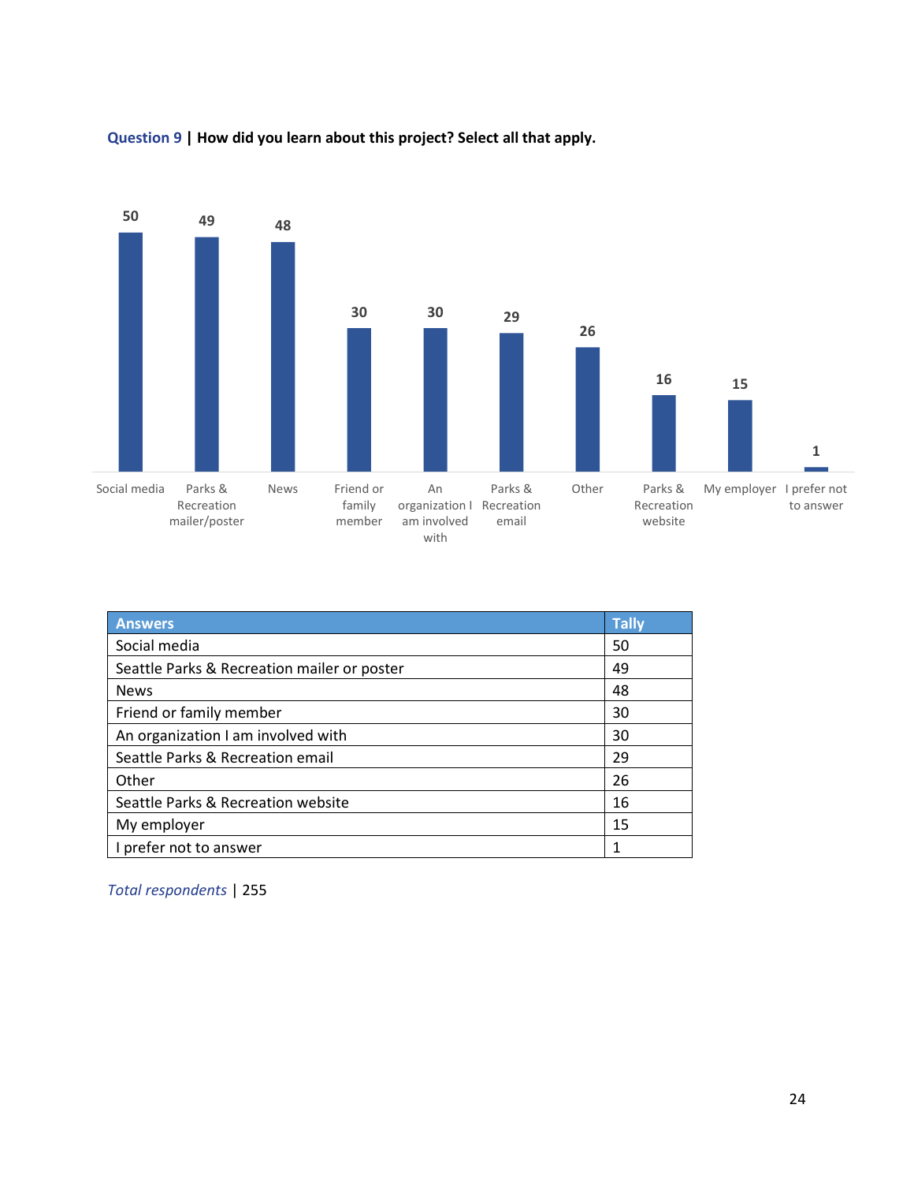**Question 9 | How did you learn about this project? Select all that apply.**

| Answers | Tally |
|---|---|
| Social media | 50 |
| Seattle Parks & Recreation mailer or poster | 49 |
| News | 48 |
| Friend or family member | 30 |
| An organization I am involved with | 30 |
| Seattle Parks & Recreation email | 29 |
| Other | 26 |
| Seattle Parks & Recreation website | 16 |
| My employer | 15 |
| I prefer not to answer | 1 |

*Total respondents* | 255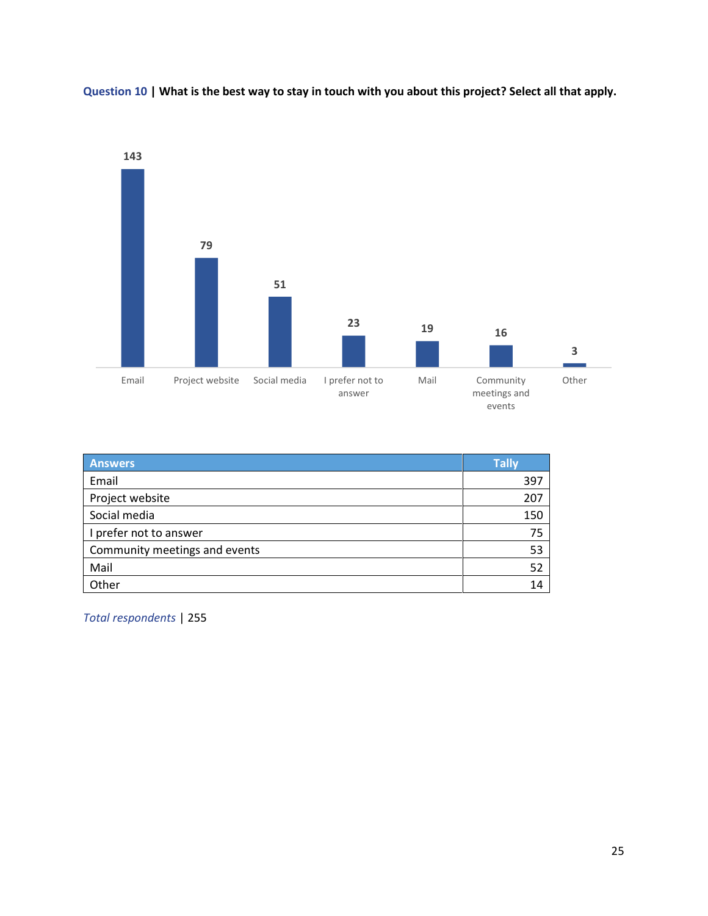**Question 10 | What is the best way to stay in touch with you about this project? Select all that apply.**

| Email | Project website | Social media | I prefer not to answer | Mail | Community meetings and events | Other |
|---|---|---|---|---|---|---|
| 143 | 79 | 51 | 23 | 19 | 16 | 3 |

| Answers | Tally |
|---|---|
| Email | 397 |
| Project website | 207 |
| Social media | 150 |
| I prefer not to answer | 75 |
| Community meetings and events | 53 |
| Mail | 52 |
| Other | 14 |

*Total respondents* | 255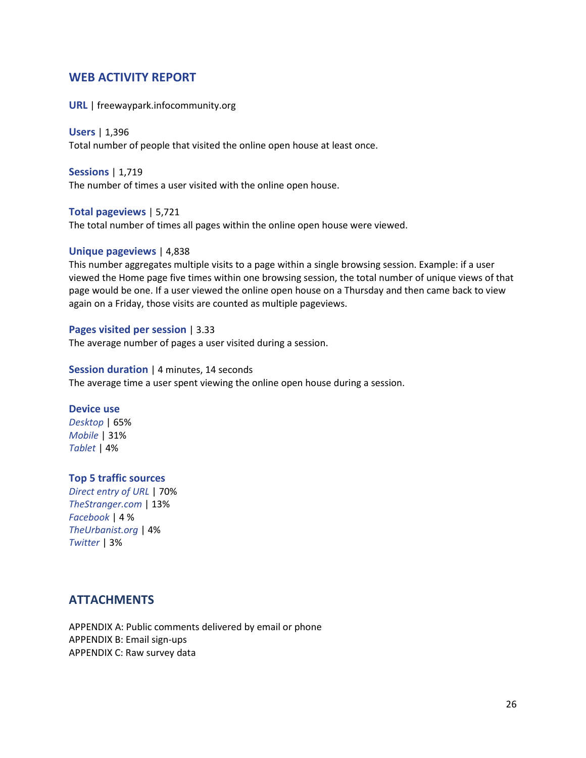## WEB ACTIVITY REPORT

**URL** | freewaypark.infocommunity.org

**Users** | 1,396
Total number of people that visited the online open house at least once.

**Sessions** | 1,719
The number of times a user visited with the online open house.

**Total pageviews** | 5,721
The total number of times all pages within the online open house were viewed.

**Unique pageviews** | 4,838
This number aggregates multiple visits to a page within a single browsing session. Example: if a user viewed the Home page five times within one browsing session, the total number of unique views of that page would be one. If a user viewed the online open house on a Thursday and then came back to view again on a Friday, those visits are counted as multiple pageviews.

**Pages visited per session** | 3.33
The average number of pages a user visited during a session.

**Session duration** | 4 minutes, 14 seconds
The average time a user spent viewing the online open house during a session.

**Device use**
*Desktop* | 65%
*Mobile* | 31%
*Tablet* | 4%

**Top 5 traffic sources**
*Direct entry of URL* | 70%
*TheStranger.com* | 13%
*Facebook* | 4 %
*TheUrbanist.org* | 4%
*Twitter* | 3%

## ATTACHMENTS

APPENDIX A: Public comments delivered by email or phone
APPENDIX B: Email sign-ups
APPENDIX C: Raw survey data